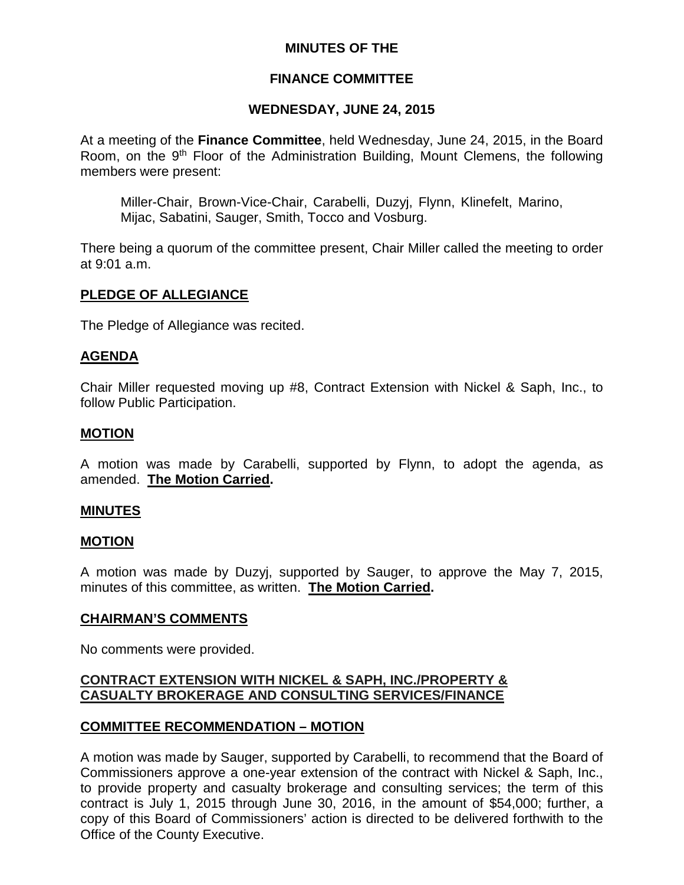**MINUTES OF THE**

**FINANCE COMMITTEE**

**WEDNESDAY, JUNE 24, 2015**

At a meeting of the **Finance Committee**, held Wednesday, June 24, 2015, in the Board Room, on the 9th Floor of the Administration Building, Mount Clemens, the following members were present:

> Miller-Chair, Brown-Vice-Chair, Carabelli, Duzyj, Flynn, Klinefelt, Marino, Mijac, Sabatini, Sauger, Smith, Tocco and Vosburg.

There being a quorum of the committee present, Chair Miller called the meeting to order at 9:01 a.m.

**PLEDGE OF ALLEGIANCE**

The Pledge of Allegiance was recited.

**AGENDA**

Chair Miller requested moving up #8, Contract Extension with Nickel & Saph, Inc., to follow Public Participation.

**MOTION**

A motion was made by Carabelli, supported by Flynn, to adopt the agenda, as amended. **The Motion Carried.**

**MINUTES**

**MOTION**

A motion was made by Duzyj, supported by Sauger, to approve the May 7, 2015, minutes of this committee, as written. **The Motion Carried.**

**CHAIRMAN'S COMMENTS**

No comments were provided.

**CONTRACT EXTENSION WITH NICKEL & SAPH, INC./PROPERTY & CASUALTY BROKERAGE AND CONSULTING SERVICES/FINANCE**

**COMMITTEE RECOMMENDATION – MOTION**

A motion was made by Sauger, supported by Carabelli, to recommend that the Board of Commissioners approve a one-year extension of the contract with Nickel & Saph, Inc., to provide property and casualty brokerage and consulting services; the term of this contract is July 1, 2015 through June 30, 2016, in the amount of $54,000; further, a copy of this Board of Commissioners' action is directed to be delivered forthwith to the Office of the County Executive.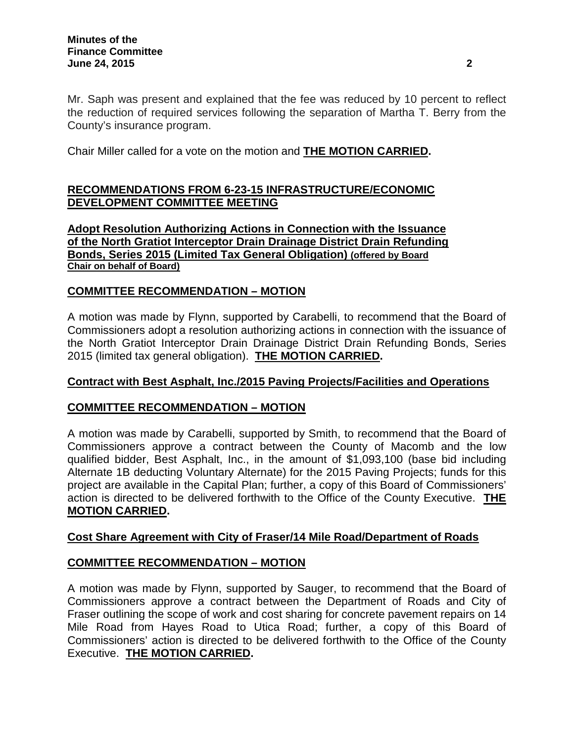Mr. Saph was present and explained that the fee was reduced by 10 percent to reflect the reduction of required services following the separation of Martha T. Berry from the County's insurance program.

Chair Miller called for a vote on the motion and **THE MOTION CARRIED.**

## RECOMMENDATIONS FROM 6-23-15 INFRASTRUCTURE/ECONOMIC DEVELOPMENT COMMITTEE MEETING

### Adopt Resolution Authorizing Actions in Connection with the Issuance of the North Gratiot Interceptor Drain Drainage District Drain Refunding Bonds, Series 2015 (Limited Tax General Obligation) (offered by Board Chair on behalf of Board)

### COMMITTEE RECOMMENDATION – MOTION

A motion was made by Flynn, supported by Carabelli, to recommend that the Board of Commissioners adopt a resolution authorizing actions in connection with the issuance of the North Gratiot Interceptor Drain Drainage District Drain Refunding Bonds, Series 2015 (limited tax general obligation). **THE MOTION CARRIED.**

### Contract with Best Asphalt, Inc./2015 Paving Projects/Facilities and Operations

### COMMITTEE RECOMMENDATION – MOTION

A motion was made by Carabelli, supported by Smith, to recommend that the Board of Commissioners approve a contract between the County of Macomb and the low qualified bidder, Best Asphalt, Inc., in the amount of $1,093,100 (base bid including Alternate 1B deducting Voluntary Alternate) for the 2015 Paving Projects; funds for this project are available in the Capital Plan; further, a copy of this Board of Commissioners' action is directed to be delivered forthwith to the Office of the County Executive. **THE MOTION CARRIED.**

### Cost Share Agreement with City of Fraser/14 Mile Road/Department of Roads

### COMMITTEE RECOMMENDATION – MOTION

A motion was made by Flynn, supported by Sauger, to recommend that the Board of Commissioners approve a contract between the Department of Roads and City of Fraser outlining the scope of work and cost sharing for concrete pavement repairs on 14 Mile Road from Hayes Road to Utica Road; further, a copy of this Board of Commissioners' action is directed to be delivered forthwith to the Office of the County Executive. **THE MOTION CARRIED.**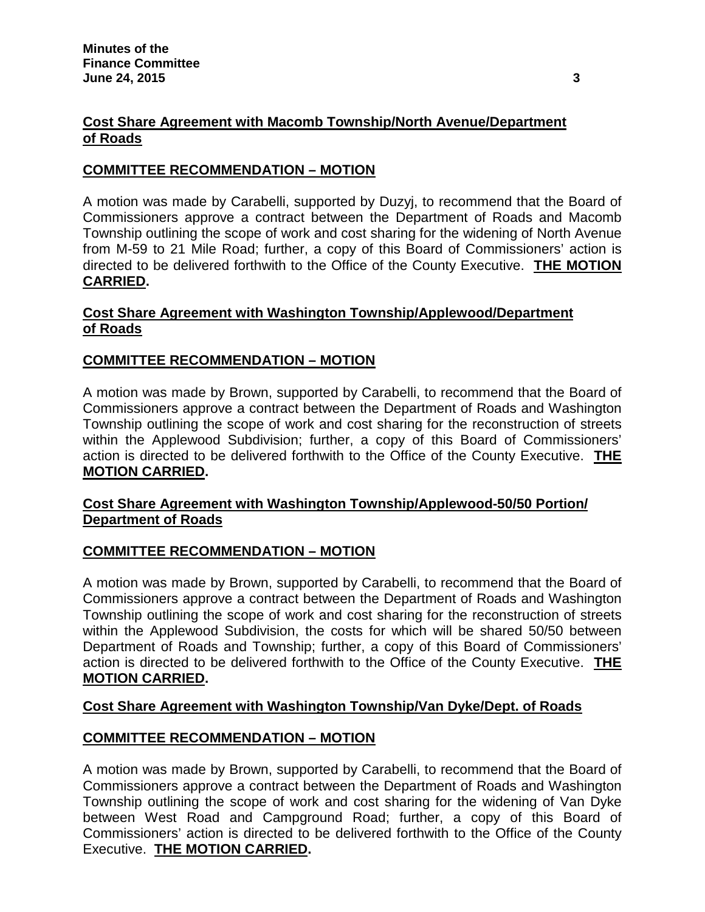## Cost Share Agreement with Macomb Township/North Avenue/Department of Roads

### COMMITTEE RECOMMENDATION – MOTION

A motion was made by Carabelli, supported by Duzyj, to recommend that the Board of Commissioners approve a contract between the Department of Roads and Macomb Township outlining the scope of work and cost sharing for the widening of North Avenue from M-59 to 21 Mile Road; further, a copy of this Board of Commissioners' action is directed to be delivered forthwith to the Office of the County Executive. **THE MOTION CARRIED.**

## Cost Share Agreement with Washington Township/Applewood/Department of Roads

### COMMITTEE RECOMMENDATION – MOTION

A motion was made by Brown, supported by Carabelli, to recommend that the Board of Commissioners approve a contract between the Department of Roads and Washington Township outlining the scope of work and cost sharing for the reconstruction of streets within the Applewood Subdivision; further, a copy of this Board of Commissioners' action is directed to be delivered forthwith to the Office of the County Executive. **THE MOTION CARRIED.**

## Cost Share Agreement with Washington Township/Applewood-50/50 Portion/ Department of Roads

### COMMITTEE RECOMMENDATION – MOTION

A motion was made by Brown, supported by Carabelli, to recommend that the Board of Commissioners approve a contract between the Department of Roads and Washington Township outlining the scope of work and cost sharing for the reconstruction of streets within the Applewood Subdivision, the costs for which will be shared 50/50 between Department of Roads and Township; further, a copy of this Board of Commissioners' action is directed to be delivered forthwith to the Office of the County Executive. **THE MOTION CARRIED.**

## Cost Share Agreement with Washington Township/Van Dyke/Dept. of Roads

### COMMITTEE RECOMMENDATION – MOTION

A motion was made by Brown, supported by Carabelli, to recommend that the Board of Commissioners approve a contract between the Department of Roads and Washington Township outlining the scope of work and cost sharing for the widening of Van Dyke between West Road and Campground Road; further, a copy of this Board of Commissioners' action is directed to be delivered forthwith to the Office of the County Executive. **THE MOTION CARRIED.**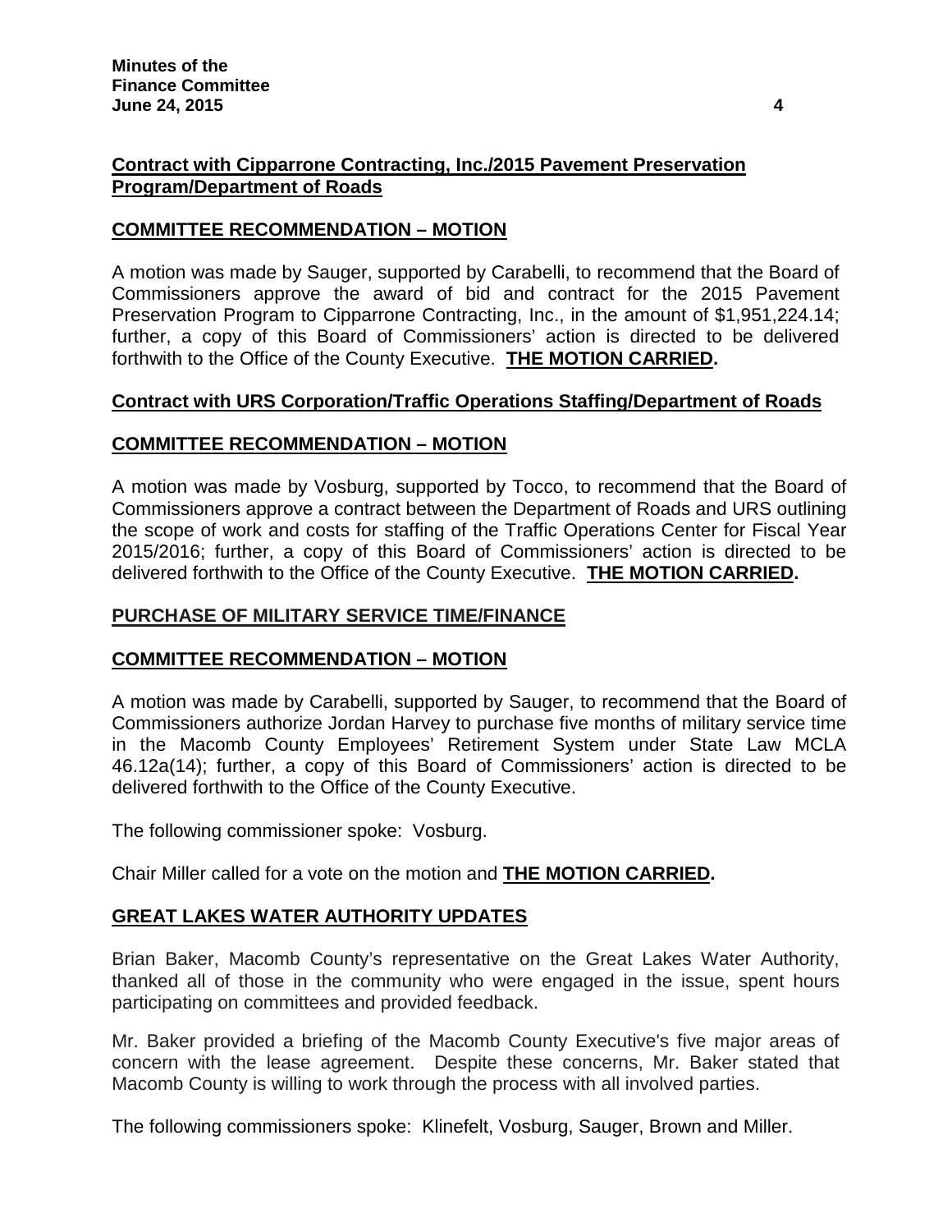**Contract with Cipparrone Contracting, Inc./2015 Pavement Preservation Program/Department of Roads**

**COMMITTEE RECOMMENDATION – MOTION**

A motion was made by Sauger, supported by Carabelli, to recommend that the Board of Commissioners approve the award of bid and contract for the 2015 Pavement Preservation Program to Cipparrone Contracting, Inc., in the amount of $1,951,224.14; further, a copy of this Board of Commissioners' action is directed to be delivered forthwith to the Office of the County Executive. **THE MOTION CARRIED.**

**Contract with URS Corporation/Traffic Operations Staffing/Department of Roads**

**COMMITTEE RECOMMENDATION – MOTION**

A motion was made by Vosburg, supported by Tocco, to recommend that the Board of Commissioners approve a contract between the Department of Roads and URS outlining the scope of work and costs for staffing of the Traffic Operations Center for Fiscal Year 2015/2016; further, a copy of this Board of Commissioners' action is directed to be delivered forthwith to the Office of the County Executive. **THE MOTION CARRIED.**

**PURCHASE OF MILITARY SERVICE TIME/FINANCE**

**COMMITTEE RECOMMENDATION – MOTION**

A motion was made by Carabelli, supported by Sauger, to recommend that the Board of Commissioners authorize Jordan Harvey to purchase five months of military service time in the Macomb County Employees' Retirement System under State Law MCLA 46.12a(14); further, a copy of this Board of Commissioners' action is directed to be delivered forthwith to the Office of the County Executive.

The following commissioner spoke: Vosburg.

Chair Miller called for a vote on the motion and **THE MOTION CARRIED.**

**GREAT LAKES WATER AUTHORITY UPDATES**

Brian Baker, Macomb County's representative on the Great Lakes Water Authority, thanked all of those in the community who were engaged in the issue, spent hours participating on committees and provided feedback.

Mr. Baker provided a briefing of the Macomb County Executive's five major areas of concern with the lease agreement. Despite these concerns, Mr. Baker stated that Macomb County is willing to work through the process with all involved parties.

The following commissioners spoke: Klinefelt, Vosburg, Sauger, Brown and Miller.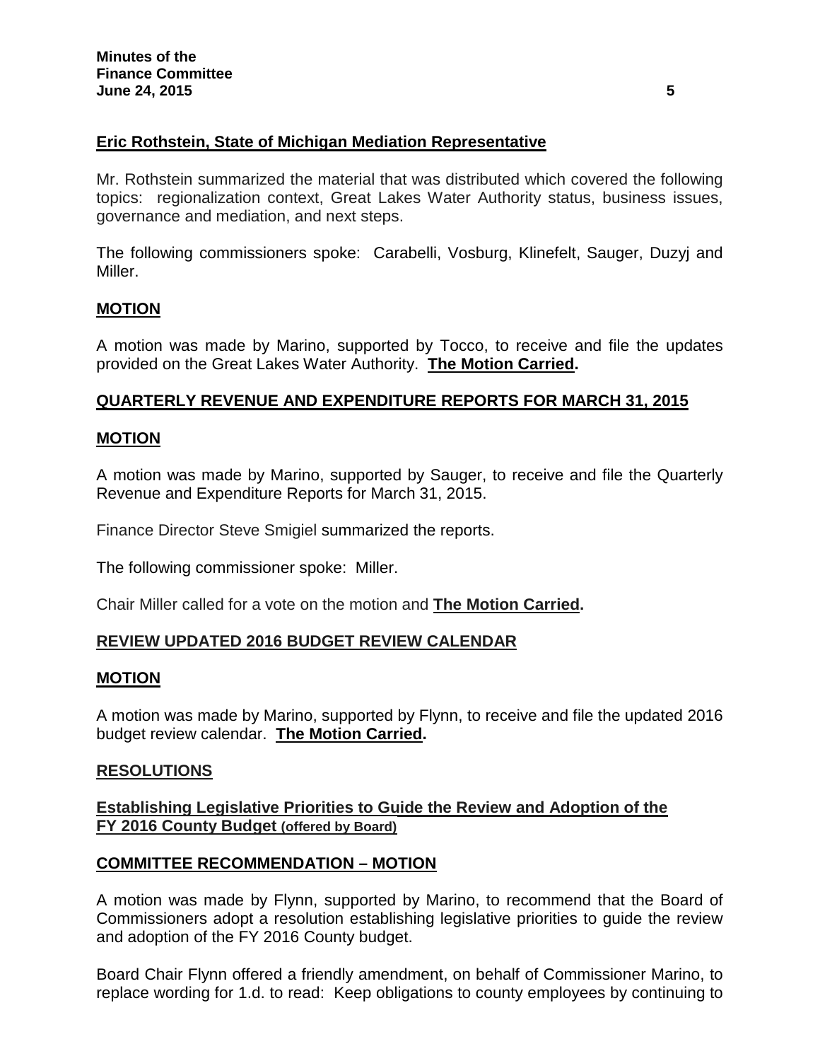**Eric Rothstein, State of Michigan Mediation Representative**

Mr. Rothstein summarized the material that was distributed which covered the following topics: regionalization context, Great Lakes Water Authority status, business issues, governance and mediation, and next steps.

The following commissioners spoke: Carabelli, Vosburg, Klinefelt, Sauger, Duzyj and Miller.

**MOTION**

A motion was made by Marino, supported by Tocco, to receive and file the updates provided on the Great Lakes Water Authority. **The Motion Carried.**

**QUARTERLY REVENUE AND EXPENDITURE REPORTS FOR MARCH 31, 2015**

**MOTION**

A motion was made by Marino, supported by Sauger, to receive and file the Quarterly Revenue and Expenditure Reports for March 31, 2015.

Finance Director Steve Smigiel summarized the reports.

The following commissioner spoke: Miller.

Chair Miller called for a vote on the motion and **The Motion Carried.**

**REVIEW UPDATED 2016 BUDGET REVIEW CALENDAR**

**MOTION**

A motion was made by Marino, supported by Flynn, to receive and file the updated 2016 budget review calendar. **The Motion Carried.**

**RESOLUTIONS**

**Establishing Legislative Priorities to Guide the Review and Adoption of the FY 2016 County Budget (offered by Board)**

**COMMITTEE RECOMMENDATION – MOTION**

A motion was made by Flynn, supported by Marino, to recommend that the Board of Commissioners adopt a resolution establishing legislative priorities to guide the review and adoption of the FY 2016 County budget.

Board Chair Flynn offered a friendly amendment, on behalf of Commissioner Marino, to replace wording for 1.d. to read: Keep obligations to county employees by continuing to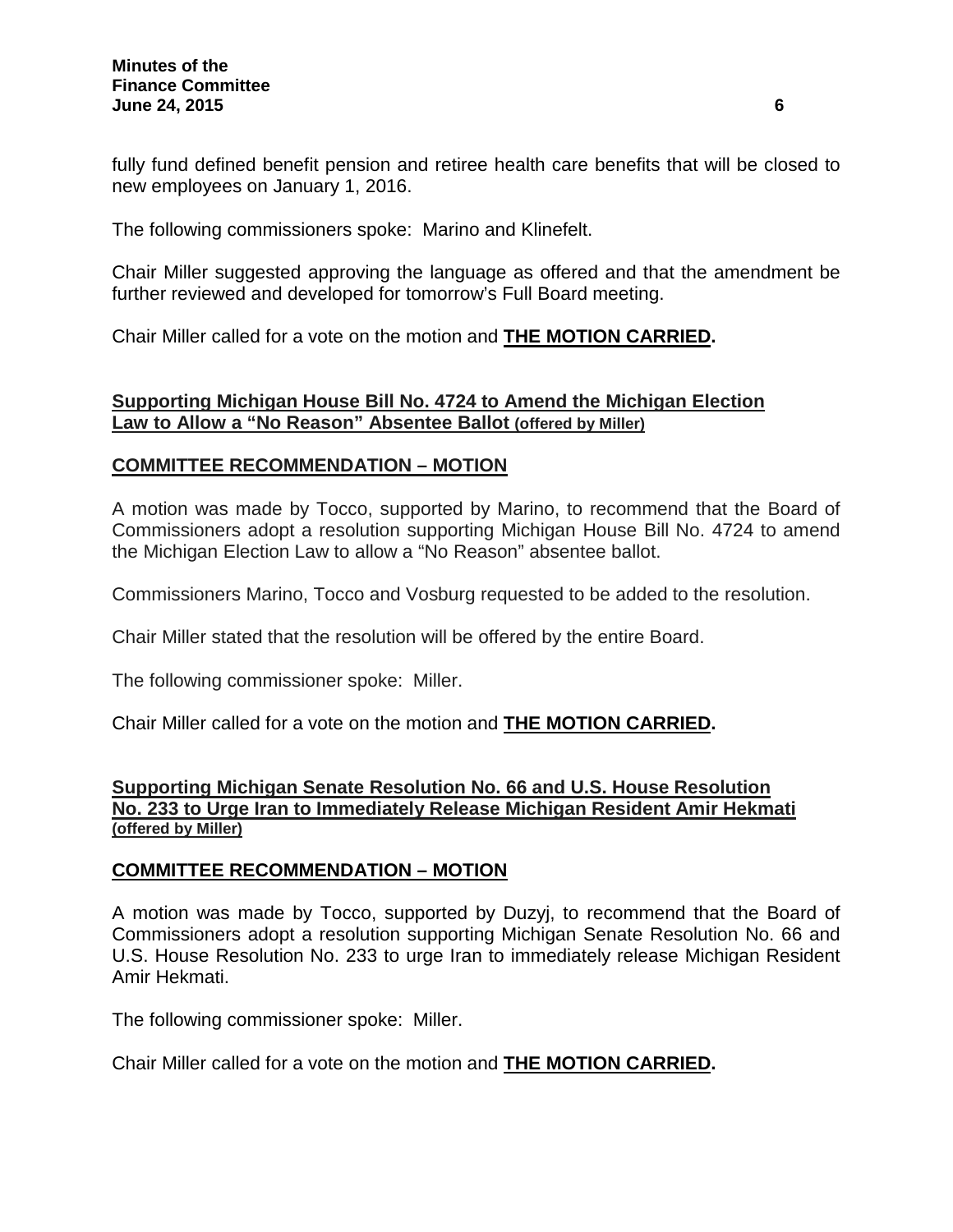fully fund defined benefit pension and retiree health care benefits that will be closed to new employees on January 1, 2016.

The following commissioners spoke: Marino and Klinefelt.

Chair Miller suggested approving the language as offered and that the amendment be further reviewed and developed for tomorrow's Full Board meeting.

Chair Miller called for a vote on the motion and **THE MOTION CARRIED.**

## Supporting Michigan House Bill No. 4724 to Amend the Michigan Election Law to Allow a "No Reason" Absentee Ballot (offered by Miller)

### COMMITTEE RECOMMENDATION – MOTION

A motion was made by Tocco, supported by Marino, to recommend that the Board of Commissioners adopt a resolution supporting Michigan House Bill No. 4724 to amend the Michigan Election Law to allow a "No Reason" absentee ballot.

Commissioners Marino, Tocco and Vosburg requested to be added to the resolution.

Chair Miller stated that the resolution will be offered by the entire Board.

The following commissioner spoke: Miller.

Chair Miller called for a vote on the motion and **THE MOTION CARRIED.**

## Supporting Michigan Senate Resolution No. 66 and U.S. House Resolution No. 233 to Urge Iran to Immediately Release Michigan Resident Amir Hekmati (offered by Miller)

### COMMITTEE RECOMMENDATION – MOTION

A motion was made by Tocco, supported by Duzyj, to recommend that the Board of Commissioners adopt a resolution supporting Michigan Senate Resolution No. 66 and U.S. House Resolution No. 233 to urge Iran to immediately release Michigan Resident Amir Hekmati.

The following commissioner spoke: Miller.

Chair Miller called for a vote on the motion and **THE MOTION CARRIED.**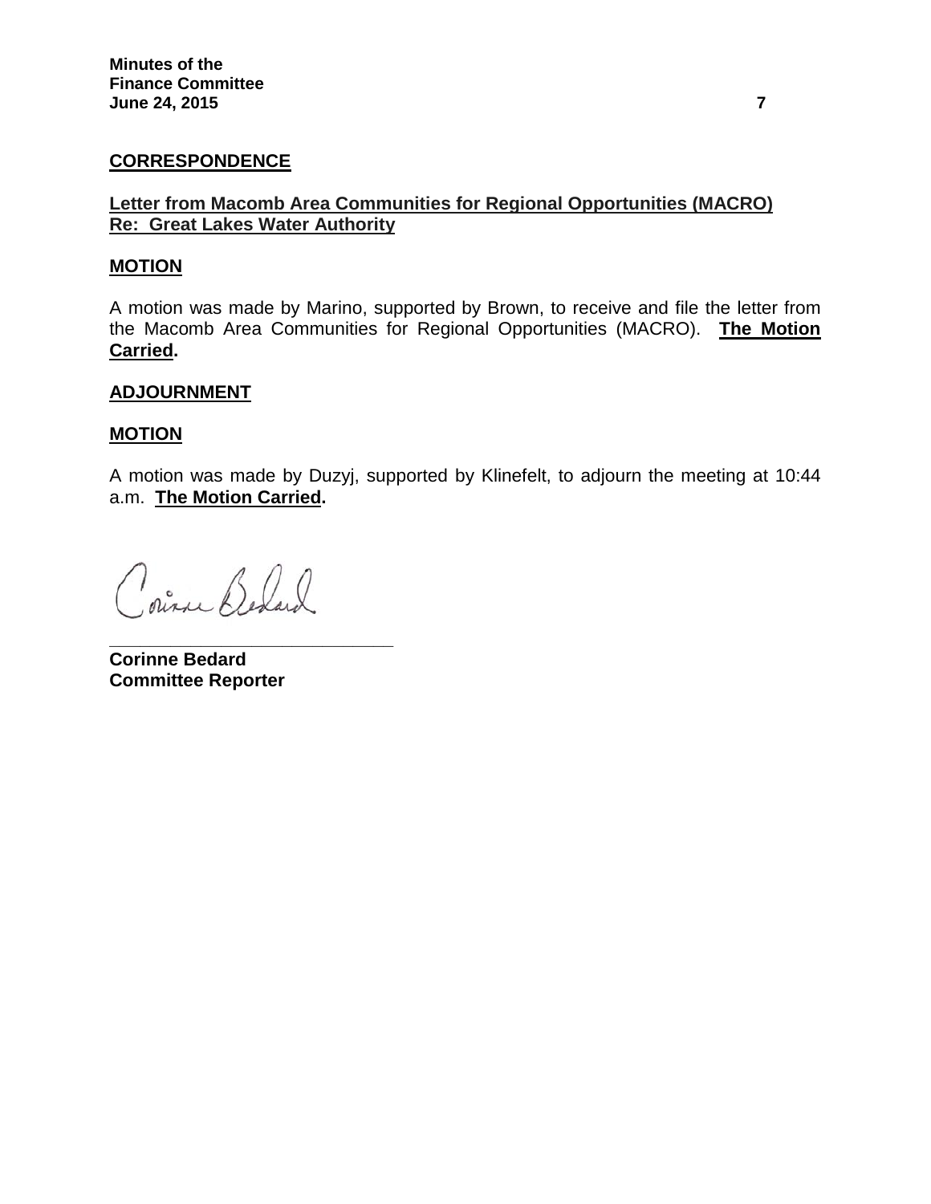**CORRESPONDENCE**

**Letter from Macomb Area Communities for Regional Opportunities (MACRO)**
**Re: Great Lakes Water Authority**

**MOTION**

A motion was made by Marino, supported by Brown, to receive and file the letter from the Macomb Area Communities for Regional Opportunities (MACRO). **The Motion Carried.**

**ADJOURNMENT**

**MOTION**

A motion was made by Duzyj, supported by Klinefelt, to adjourn the meeting at 10:44 a.m. **The Motion Carried.**

\_\_\_\_\_\_\_\_\_\_\_\_\_\_\_\_\_\_\_\_\_\_\_\_\_\_\_\_\_\_

**Corinne Bedard**
**Committee Reporter**